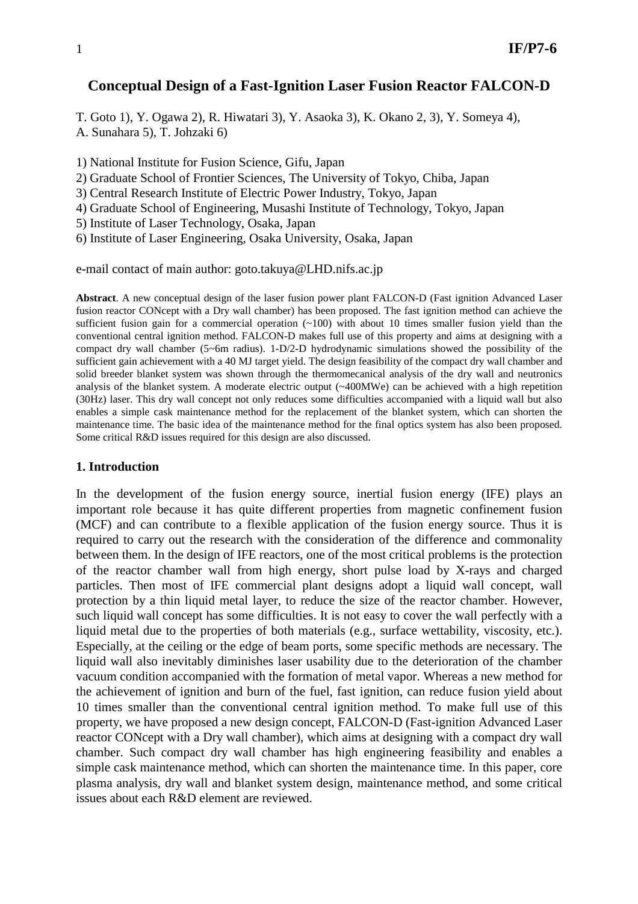# Conceptual Design of a Fast-Ignition Laser Fusion Reactor FALCON-D

T. Goto 1), Y. Ogawa 2), R. Hiwatari 3), Y. Asaoka 3), K. Okano 2, 3), Y. Someya 4), A. Sunahara 5), T. Johzaki 6)

1) National Institute for Fusion Science, Gifu, Japan
2) Graduate School of Frontier Sciences, The University of Tokyo, Chiba, Japan
3) Central Research Institute of Electric Power Industry, Tokyo, Japan
4) Graduate School of Engineering, Musashi Institute of Technology, Tokyo, Japan
5) Institute of Laser Technology, Osaka, Japan
6) Institute of Laser Engineering, Osaka University, Osaka, Japan

e-mail contact of main author: goto.takuya@LHD.nifs.ac.jp

**Abstract**. A new conceptual design of the laser fusion power plant FALCON-D (Fast ignition Advanced Laser fusion reactor CONcept with a Dry wall chamber) has been proposed. The fast ignition method can achieve the sufficient fusion gain for a commercial operation (~100) with about 10 times smaller fusion yield than the conventional central ignition method. FALCON-D makes full use of this property and aims at designing with a compact dry wall chamber (5~6m radius). 1-D/2-D hydrodynamic simulations showed the possibility of the sufficient gain achievement with a 40 MJ target yield. The design feasibility of the compact dry wall chamber and solid breeder blanket system was shown through the thermomecanical analysis of the dry wall and neutronics analysis of the blanket system. A moderate electric output (~400MWe) can be achieved with a high repetition (30Hz) laser. This dry wall concept not only reduces some difficulties accompanied with a liquid wall but also enables a simple cask maintenance method for the replacement of the blanket system, which can shorten the maintenance time. The basic idea of the maintenance method for the final optics system has also been proposed. Some critical R&D issues required for this design are also discussed.

## 1. Introduction

In the development of the fusion energy source, inertial fusion energy (IFE) plays an important role because it has quite different properties from magnetic confinement fusion (MCF) and can contribute to a flexible application of the fusion energy source. Thus it is required to carry out the research with the consideration of the difference and commonality between them. In the design of IFE reactors, one of the most critical problems is the protection of the reactor chamber wall from high energy, short pulse load by X-rays and charged particles. Then most of IFE commercial plant designs adopt a liquid wall concept, wall protection by a thin liquid metal layer, to reduce the size of the reactor chamber. However, such liquid wall concept has some difficulties. It is not easy to cover the wall perfectly with a liquid metal due to the properties of both materials (e.g., surface wettability, viscosity, etc.). Especially, at the ceiling or the edge of beam ports, some specific methods are necessary. The liquid wall also inevitably diminishes laser usability due to the deterioration of the chamber vacuum condition accompanied with the formation of metal vapor. Whereas a new method for the achievement of ignition and burn of the fuel, fast ignition, can reduce fusion yield about 10 times smaller than the conventional central ignition method. To make full use of this property, we have proposed a new design concept, FALCON-D (Fast-ignition Advanced Laser reactor CONcept with a Dry wall chamber), which aims at designing with a compact dry wall chamber. Such compact dry wall chamber has high engineering feasibility and enables a simple cask maintenance method, which can shorten the maintenance time. In this paper, core plasma analysis, dry wall and blanket system design, maintenance method, and some critical issues about each R&D element are reviewed.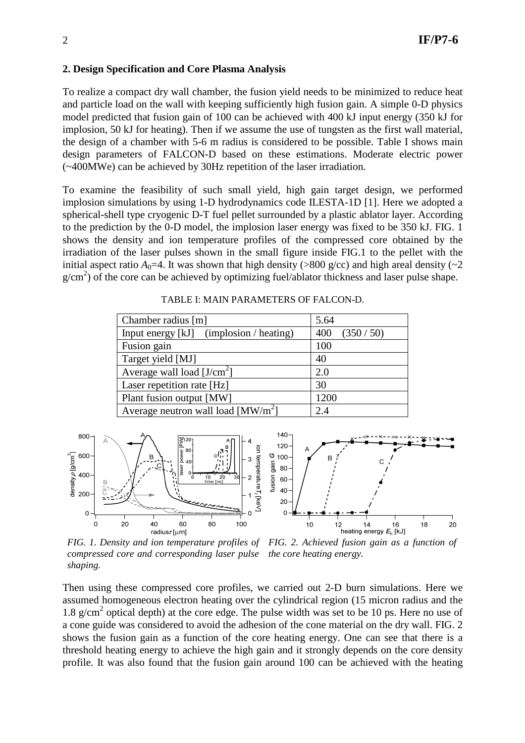## 2. Design Specification and Core Plasma Analysis

To realize a compact dry wall chamber, the fusion yield needs to be minimized to reduce heat and particle load on the wall with keeping sufficiently high fusion gain. A simple 0-D physics model predicted that fusion gain of 100 can be achieved with 400 kJ input energy (350 kJ for implosion, 50 kJ for heating). Then if we assume the use of tungsten as the first wall material, the design of a chamber with 5-6 m radius is considered to be possible. Table I shows main design parameters of FALCON-D based on these estimations. Moderate electric power (~400MWe) can be achieved by 30Hz repetition of the laser irradiation.

To examine the feasibility of such small yield, high gain target design, we performed implosion simulations by using 1-D hydrodynamics code ILESTA-1D [1]. Here we adopted a spherical-shell type cryogenic D-T fuel pellet surrounded by a plastic ablator layer. According to the prediction by the 0-D model, the implosion laser energy was fixed to be 350 kJ. FIG. 1 shows the density and ion temperature profiles of the compressed core obtained by the irradiation of the laser pulses shown in the small figure inside FIG.1 to the pellet with the initial aspect ratio $A_0$=4. It was shown that high density (>800 g/cc) and high areal density (~2 g/cm$^2$) of the core can be achieved by optimizing fuel/ablator thickness and laser pulse shape.

TABLE I: MAIN PARAMETERS OF FALCON-D.

| Parameter | Value |
|---|---|
| Chamber radius [m] | 5.64 |
| Input energy [kJ] (implosion / heating) | 400 (350 / 50) |
| Fusion gain | 100 |
| Target yield [MJ] | 40 |
| Average wall load [J/cm$^2$] | 2.0 |
| Laser repetition rate [Hz] | 30 |
| Plant fusion output [MW] | 1200 |
| Average neutron wall load [MW/m$^2$] | 2.4 |

*FIG. 1. Density and ion temperature profiles of compressed core and corresponding laser pulse shaping.*

*FIG. 2. Achieved fusion gain as a function of the core heating energy.*

Then using these compressed core profiles, we carried out 2-D burn simulations. Here we assumed homogeneous electron heating over the cylindrical region (15 micron radius and the 1.8 g/cm$^2$ optical depth) at the core edge. The pulse width was set to be 10 ps. Here no use of a cone guide was considered to avoid the adhesion of the cone material on the dry wall. FIG. 2 shows the fusion gain as a function of the core heating energy. One can see that there is a threshold heating energy to achieve the high gain and it strongly depends on the core density profile. It was also found that the fusion gain around 100 can be achieved with the heating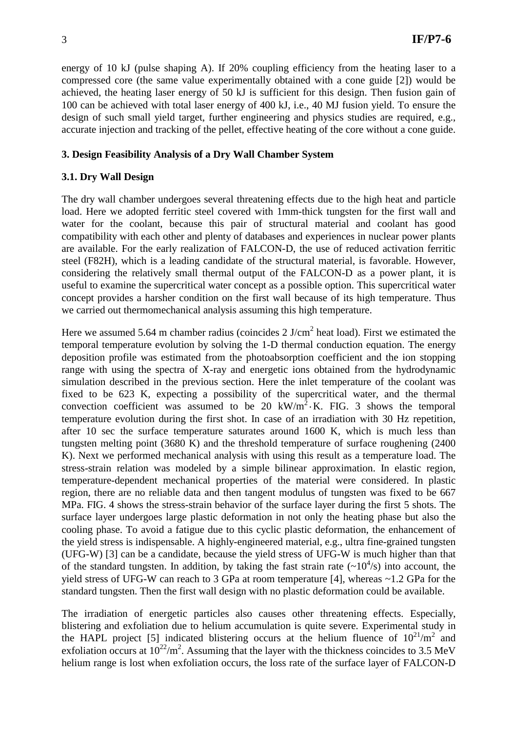energy of 10 kJ (pulse shaping A). If 20% coupling efficiency from the heating laser to a compressed core (the same value experimentally obtained with a cone guide [2]) would be achieved, the heating laser energy of 50 kJ is sufficient for this design. Then fusion gain of 100 can be achieved with total laser energy of 400 kJ, i.e., 40 MJ fusion yield. To ensure the design of such small yield target, further engineering and physics studies are required, e.g., accurate injection and tracking of the pellet, effective heating of the core without a cone guide.

## 3. Design Feasibility Analysis of a Dry Wall Chamber System

### 3.1. Dry Wall Design

The dry wall chamber undergoes several threatening effects due to the high heat and particle load. Here we adopted ferritic steel covered with 1mm-thick tungsten for the first wall and water for the coolant, because this pair of structural material and coolant has good compatibility with each other and plenty of databases and experiences in nuclear power plants are available. For the early realization of FALCON-D, the use of reduced activation ferritic steel (F82H), which is a leading candidate of the structural material, is favorable. However, considering the relatively small thermal output of the FALCON-D as a power plant, it is useful to examine the supercritical water concept as a possible option. This supercritical water concept provides a harsher condition on the first wall because of its high temperature. Thus we carried out thermomechanical analysis assuming this high temperature.

Here we assumed 5.64 m chamber radius (coincides 2 J/cm$^2$ heat load). First we estimated the temporal temperature evolution by solving the 1-D thermal conduction equation. The energy deposition profile was estimated from the photoabsorption coefficient and the ion stopping range with using the spectra of X-ray and energetic ions obtained from the hydrodynamic simulation described in the previous section. Here the inlet temperature of the coolant was fixed to be 623 K, expecting a possibility of the supercritical water, and the thermal convection coefficient was assumed to be 20 kW/m$^2\cdot$K. FIG. 3 shows the temporal temperature evolution during the first shot. In case of an irradiation with 30 Hz repetition, after 10 sec the surface temperature saturates around 1600 K, which is much less than tungsten melting point (3680 K) and the threshold temperature of surface roughening (2400 K). Next we performed mechanical analysis with using this result as a temperature load. The stress-strain relation was modeled by a simple bilinear approximation. In elastic region, temperature-dependent mechanical properties of the material were considered. In plastic region, there are no reliable data and then tangent modulus of tungsten was fixed to be 667 MPa. FIG. 4 shows the stress-strain behavior of the surface layer during the first 5 shots. The surface layer undergoes large plastic deformation in not only the heating phase but also the cooling phase. To avoid a fatigue due to this cyclic plastic deformation, the enhancement of the yield stress is indispensable. A highly-engineered material, e.g., ultra fine-grained tungsten (UFG-W) [3] can be a candidate, because the yield stress of UFG-W is much higher than that of the standard tungsten. In addition, by taking the fast strain rate (~$10^4$/s) into account, the yield stress of UFG-W can reach to 3 GPa at room temperature [4], whereas ~1.2 GPa for the standard tungsten. Then the first wall design with no plastic deformation could be available.

The irradiation of energetic particles also causes other threatening effects. Especially, blistering and exfoliation due to helium accumulation is quite severe. Experimental study in the HAPL project [5] indicated blistering occurs at the helium fluence of $10^{21}$/m$^2$ and exfoliation occurs at $10^{22}$/m$^2$. Assuming that the layer with the thickness coincides to 3.5 MeV helium range is lost when exfoliation occurs, the loss rate of the surface layer of FALCON-D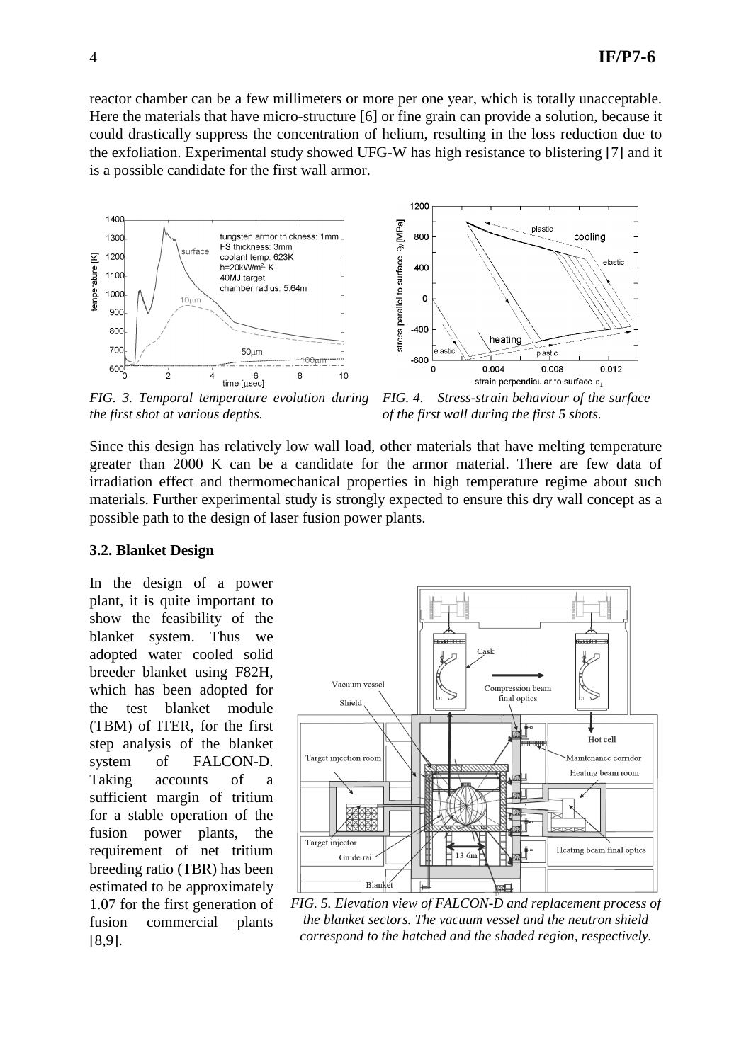reactor chamber can be a few millimeters or more per one year, which is totally unacceptable. Here the materials that have micro-structure [6] or fine grain can provide a solution, because it could drastically suppress the concentration of helium, resulting in the loss reduction due to the exfoliation. Experimental study showed UFG-W has high resistance to blistering [7] and it is a possible candidate for the first wall armor.

*FIG. 3. Temporal temperature evolution during the first shot at various depths.*

*FIG. 4. Stress-strain behaviour of the surface of the first wall during the first 5 shots.*

Since this design has relatively low wall load, other materials that have melting temperature greater than 2000 K can be a candidate for the armor material. There are few data of irradiation effect and thermomechanical properties in high temperature regime about such materials. Further experimental study is strongly expected to ensure this dry wall concept as a possible path to the design of laser fusion power plants.

### 3.2. Blanket Design

In the design of a power plant, it is quite important to show the feasibility of the blanket system. Thus we adopted water cooled solid breeder blanket using F82H, which has been adopted for the test blanket module (TBM) of ITER, for the first step analysis of the blanket system of FALCON-D. Taking accounts of a sufficient margin of tritium for a stable operation of the fusion power plants, the requirement of net tritium breeding ratio (TBR) has been estimated to be approximately 1.07 for the first generation of fusion commercial plants [8,9].

*FIG. 5. Elevation view of FALCON-D and replacement process of the blanket sectors. The vacuum vessel and the neutron shield correspond to the hatched and the shaded region, respectively.*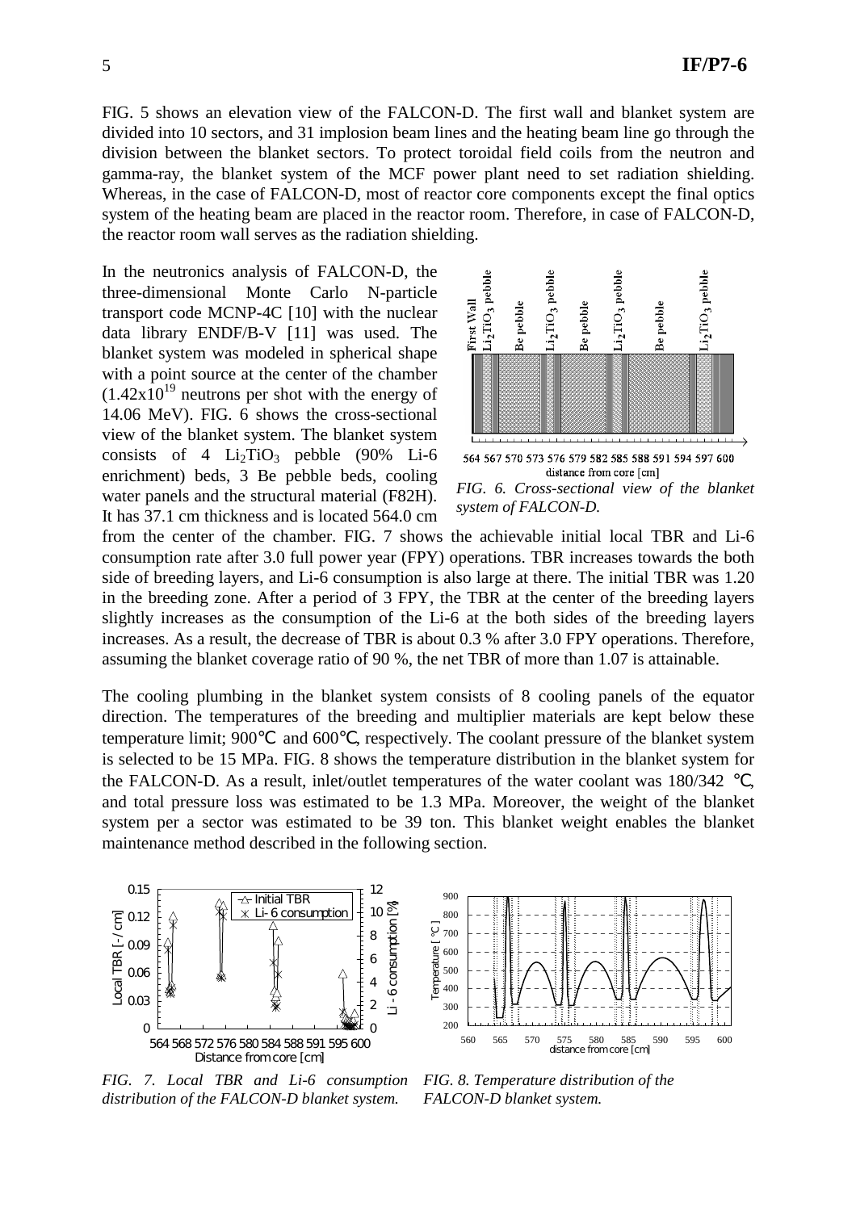FIG. 5 shows an elevation view of the FALCON-D. The first wall and blanket system are divided into 10 sectors, and 31 implosion beam lines and the heating beam line go through the division between the blanket sectors. To protect toroidal field coils from the neutron and gamma-ray, the blanket system of the MCF power plant need to set radiation shielding. Whereas, in the case of FALCON-D, most of reactor core components except the final optics system of the heating beam are placed in the reactor room. Therefore, in case of FALCON-D, the reactor room wall serves as the radiation shielding.

In the neutronics analysis of FALCON-D, the three-dimensional Monte Carlo N-particle transport code MCNP-4C [10] with the nuclear data library ENDF/B-V [11] was used. The blanket system was modeled in spherical shape with a point source at the center of the chamber ($1.42 \times 10^{19}$ neutrons per shot with the energy of 14.06 MeV). FIG. 6 shows the cross-sectional view of the blanket system. The blanket system consists of 4 $Li_2TiO_3$ pebble (90% Li-6 enrichment) beds, 3 Be pebble beds, cooling water panels and the structural material (F82H). It has 37.1 cm thickness and is located 564.0 cm from the center of the chamber. FIG. 7 shows the achievable initial local TBR and Li-6 consumption rate after 3.0 full power year (FPY) operations. TBR increases towards the both side of breeding layers, and Li-6 consumption is also large at there. The initial TBR was 1.20 in the breeding zone. After a period of 3 FPY, the TBR at the center of the breeding layers slightly increases as the consumption of the Li-6 at the both sides of the breeding layers increases. As a result, the decrease of TBR is about 0.3 % after 3.0 FPY operations. Therefore, assuming the blanket coverage ratio of 90 %, the net TBR of more than 1.07 is attainable.

*FIG. 6. Cross-sectional view of the blanket system of FALCON-D.*

The cooling plumbing in the blanket system consists of 8 cooling panels of the equator direction. The temperatures of the breeding and multiplier materials are kept below these temperature limit; 900℃ and 600℃, respectively. The coolant pressure of the blanket system is selected to be 15 MPa. FIG. 8 shows the temperature distribution in the blanket system for the FALCON-D. As a result, inlet/outlet temperatures of the water coolant was 180/342 ℃, and total pressure loss was estimated to be 1.3 MPa. Moreover, the weight of the blanket system per a sector was estimated to be 39 ton. This blanket weight enables the blanket maintenance method described in the following section.

*FIG. 7. Local TBR and Li-6 consumption distribution of the FALCON-D blanket system.*

*FIG. 8. Temperature distribution of the FALCON-D blanket system.*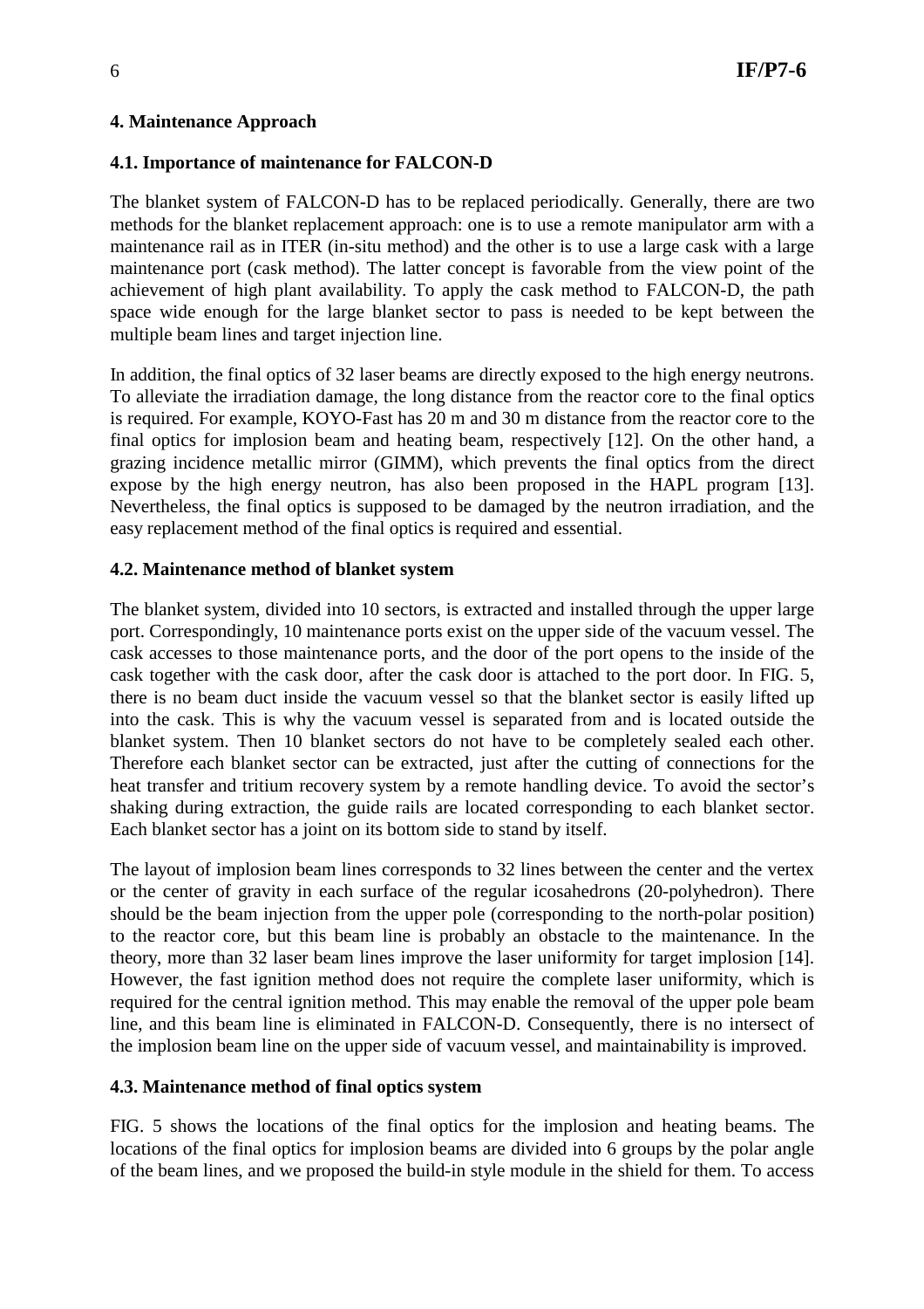## 4. Maintenance Approach

### 4.1. Importance of maintenance for FALCON-D

The blanket system of FALCON-D has to be replaced periodically. Generally, there are two methods for the blanket replacement approach: one is to use a remote manipulator arm with a maintenance rail as in ITER (in-situ method) and the other is to use a large cask with a large maintenance port (cask method). The latter concept is favorable from the view point of the achievement of high plant availability. To apply the cask method to FALCON-D, the path space wide enough for the large blanket sector to pass is needed to be kept between the multiple beam lines and target injection line.

In addition, the final optics of 32 laser beams are directly exposed to the high energy neutrons. To alleviate the irradiation damage, the long distance from the reactor core to the final optics is required. For example, KOYO-Fast has 20 m and 30 m distance from the reactor core to the final optics for implosion beam and heating beam, respectively [12]. On the other hand, a grazing incidence metallic mirror (GIMM), which prevents the final optics from the direct expose by the high energy neutron, has also been proposed in the HAPL program [13]. Nevertheless, the final optics is supposed to be damaged by the neutron irradiation, and the easy replacement method of the final optics is required and essential.

### 4.2. Maintenance method of blanket system

The blanket system, divided into 10 sectors, is extracted and installed through the upper large port. Correspondingly, 10 maintenance ports exist on the upper side of the vacuum vessel. The cask accesses to those maintenance ports, and the door of the port opens to the inside of the cask together with the cask door, after the cask door is attached to the port door. In FIG. 5, there is no beam duct inside the vacuum vessel so that the blanket sector is easily lifted up into the cask. This is why the vacuum vessel is separated from and is located outside the blanket system. Then 10 blanket sectors do not have to be completely sealed each other. Therefore each blanket sector can be extracted, just after the cutting of connections for the heat transfer and tritium recovery system by a remote handling device. To avoid the sector's shaking during extraction, the guide rails are located corresponding to each blanket sector. Each blanket sector has a joint on its bottom side to stand by itself.

The layout of implosion beam lines corresponds to 32 lines between the center and the vertex or the center of gravity in each surface of the regular icosahedrons (20-polyhedron). There should be the beam injection from the upper pole (corresponding to the north-polar position) to the reactor core, but this beam line is probably an obstacle to the maintenance. In the theory, more than 32 laser beam lines improve the laser uniformity for target implosion [14]. However, the fast ignition method does not require the complete laser uniformity, which is required for the central ignition method. This may enable the removal of the upper pole beam line, and this beam line is eliminated in FALCON-D. Consequently, there is no intersect of the implosion beam line on the upper side of vacuum vessel, and maintainability is improved.

### 4.3. Maintenance method of final optics system

FIG. 5 shows the locations of the final optics for the implosion and heating beams. The locations of the final optics for implosion beams are divided into 6 groups by the polar angle of the beam lines, and we proposed the build-in style module in the shield for them. To access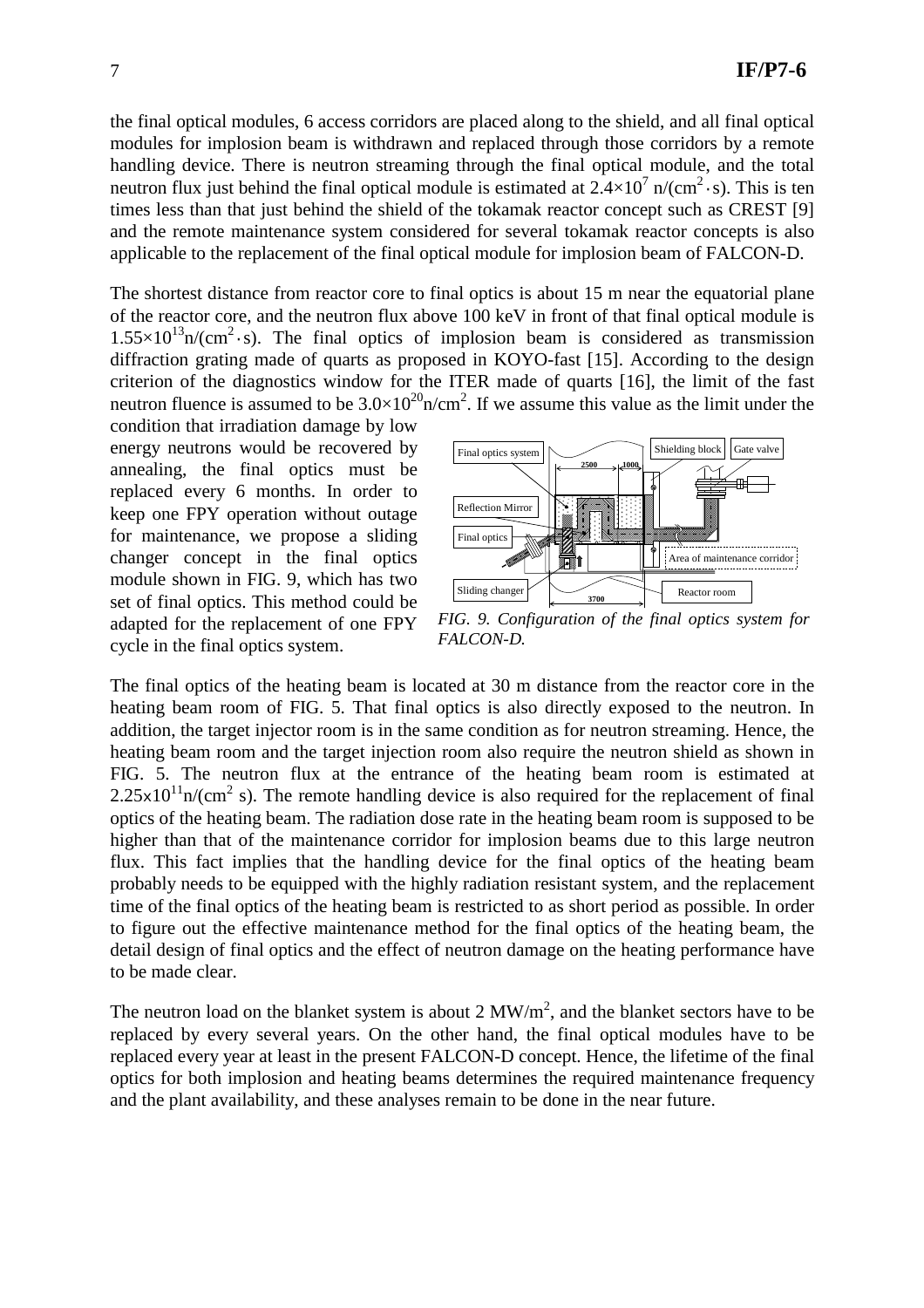the final optical modules, 6 access corridors are placed along to the shield, and all final optical modules for implosion beam is withdrawn and replaced through those corridors by a remote handling device. There is neutron streaming through the final optical module, and the total neutron flux just behind the final optical module is estimated at $2.4\times10^{7}$ n/(cm$^{2}\cdot$s). This is ten times less than that just behind the shield of the tokamak reactor concept such as CREST [9] and the remote maintenance system considered for several tokamak reactor concepts is also applicable to the replacement of the final optical module for implosion beam of FALCON-D.

The shortest distance from reactor core to final optics is about 15 m near the equatorial plane of the reactor core, and the neutron flux above 100 keV in front of that final optical module is $1.55\times10^{13}$n/(cm$^{2}\cdot$s). The final optics of implosion beam is considered as transmission diffraction grating made of quarts as proposed in KOYO-fast [15]. According to the design criterion of the diagnostics window for the ITER made of quarts [16], the limit of the fast neutron fluence is assumed to be $3.0\times10^{20}$n/cm$^{2}$. If we assume this value as the limit under the condition that irradiation damage by low energy neutrons would be recovered by annealing, the final optics must be replaced every 6 months. In order to keep one FPY operation without outage for maintenance, we propose a sliding changer concept in the final optics module shown in FIG. 9, which has two set of final optics. This method could be adapted for the replacement of one FPY cycle in the final optics system.

*FIG. 9. Configuration of the final optics system for FALCON-D.*

The final optics of the heating beam is located at 30 m distance from the reactor core in the heating beam room of FIG. 5. That final optics is also directly exposed to the neutron. In addition, the target injector room is in the same condition as for neutron streaming. Hence, the heating beam room and the target injection room also require the neutron shield as shown in FIG. 5. The neutron flux at the entrance of the heating beam room is estimated at $2.25\times10^{11}$n/(cm$^{2}$ s). The remote handling device is also required for the replacement of final optics of the heating beam. The radiation dose rate in the heating beam room is supposed to be higher than that of the maintenance corridor for implosion beams due to this large neutron flux. This fact implies that the handling device for the final optics of the heating beam probably needs to be equipped with the highly radiation resistant system, and the replacement time of the final optics of the heating beam is restricted to as short period as possible. In order to figure out the effective maintenance method for the final optics of the heating beam, the detail design of final optics and the effect of neutron damage on the heating performance have to be made clear.

The neutron load on the blanket system is about 2 MW/m$^{2}$, and the blanket sectors have to be replaced by every several years. On the other hand, the final optical modules have to be replaced every year at least in the present FALCON-D concept. Hence, the lifetime of the final optics for both implosion and heating beams determines the required maintenance frequency and the plant availability, and these analyses remain to be done in the near future.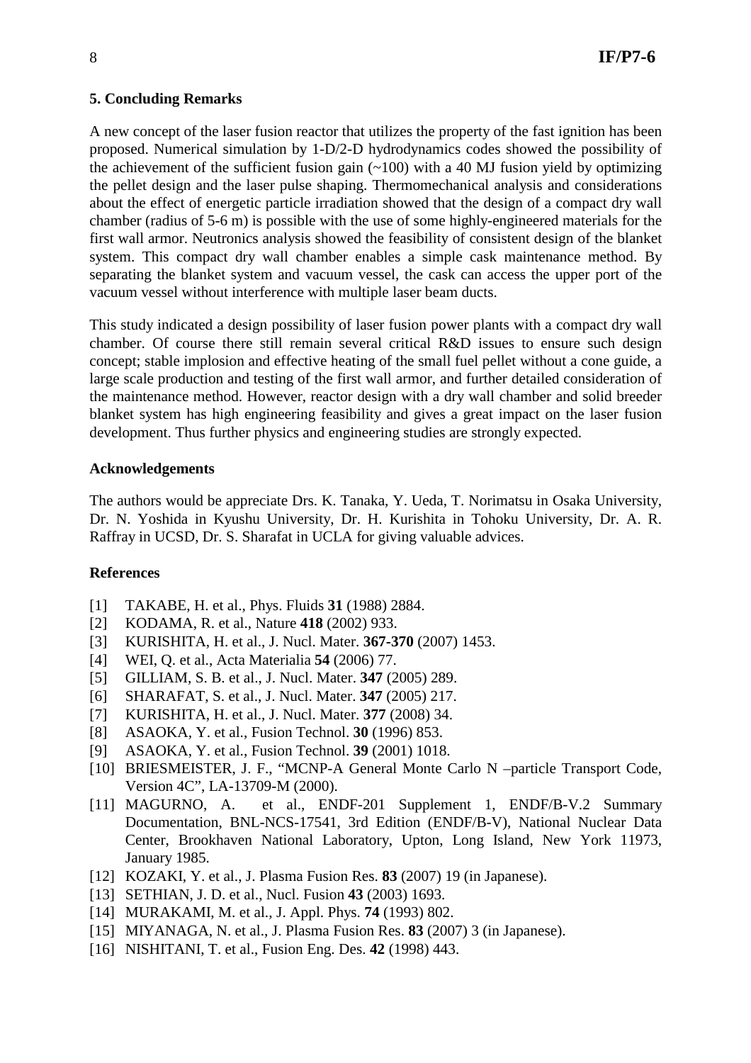## 5. Concluding Remarks

A new concept of the laser fusion reactor that utilizes the property of the fast ignition has been proposed. Numerical simulation by 1-D/2-D hydrodynamics codes showed the possibility of the achievement of the sufficient fusion gain (~100) with a 40 MJ fusion yield by optimizing the pellet design and the laser pulse shaping. Thermomechanical analysis and considerations about the effect of energetic particle irradiation showed that the design of a compact dry wall chamber (radius of 5-6 m) is possible with the use of some highly-engineered materials for the first wall armor. Neutronics analysis showed the feasibility of consistent design of the blanket system. This compact dry wall chamber enables a simple cask maintenance method. By separating the blanket system and vacuum vessel, the cask can access the upper port of the vacuum vessel without interference with multiple laser beam ducts.

This study indicated a design possibility of laser fusion power plants with a compact dry wall chamber. Of course there still remain several critical R&D issues to ensure such design concept; stable implosion and effective heating of the small fuel pellet without a cone guide, a large scale production and testing of the first wall armor, and further detailed consideration of the maintenance method. However, reactor design with a dry wall chamber and solid breeder blanket system has high engineering feasibility and gives a great impact on the laser fusion development. Thus further physics and engineering studies are strongly expected.

## Acknowledgements

The authors would be appreciate Drs. K. Tanaka, Y. Ueda, T. Norimatsu in Osaka University, Dr. N. Yoshida in Kyushu University, Dr. H. Kurishita in Tohoku University, Dr. A. R. Raffray in UCSD, Dr. S. Sharafat in UCLA for giving valuable advices.

## References

[1] TAKABE, H. et al., Phys. Fluids **31** (1988) 2884.
[2] KODAMA, R. et al., Nature **418** (2002) 933.
[3] KURISHITA, H. et al., J. Nucl. Mater. **367-370** (2007) 1453.
[4] WEI, Q. et al., Acta Materialia **54** (2006) 77.
[5] GILLIAM, S. B. et al., J. Nucl. Mater. **347** (2005) 289.
[6] SHARAFAT, S. et al., J. Nucl. Mater. **347** (2005) 217.
[7] KURISHITA, H. et al., J. Nucl. Mater. **377** (2008) 34.
[8] ASAOKA, Y. et al., Fusion Technol. **30** (1996) 853.
[9] ASAOKA, Y. et al., Fusion Technol. **39** (2001) 1018.
[10] BRIESMEISTER, J. F., "MCNP-A General Monte Carlo N –particle Transport Code, Version 4C", LA-13709-M (2000).
[11] MAGURNO, A. et al., ENDF-201 Supplement 1, ENDF/B-V.2 Summary Documentation, BNL-NCS-17541, 3rd Edition (ENDF/B-V), National Nuclear Data Center, Brookhaven National Laboratory, Upton, Long Island, New York 11973, January 1985.
[12] KOZAKI, Y. et al., J. Plasma Fusion Res. **83** (2007) 19 (in Japanese).
[13] SETHIAN, J. D. et al., Nucl. Fusion **43** (2003) 1693.
[14] MURAKAMI, M. et al., J. Appl. Phys. **74** (1993) 802.
[15] MIYANAGA, N. et al., J. Plasma Fusion Res. **83** (2007) 3 (in Japanese).
[16] NISHITANI, T. et al., Fusion Eng. Des. **42** (1998) 443.